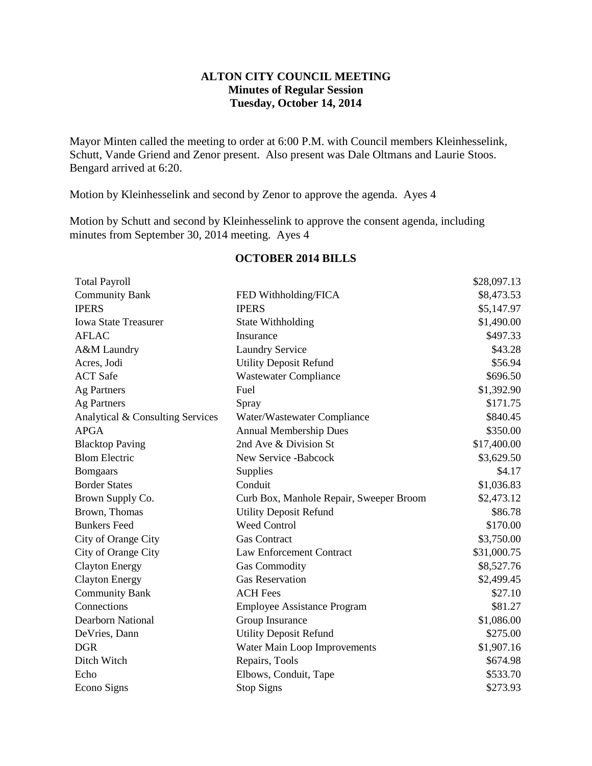# ALTON CITY COUNCIL MEETING
## Minutes of Regular Session
## Tuesday, October 14, 2014

Mayor Minten called the meeting to order at 6:00 P.M. with Council members Kleinhesselink, Schutt, Vande Griend and Zenor present. Also present was Dale Oltmans and Laurie Stoos. Bengard arrived at 6:20.

Motion by Kleinhesselink and second by Zenor to approve the agenda. Ayes 4

Motion by Schutt and second by Kleinhesselink to approve the consent agenda, including minutes from September 30, 2014 meeting. Ayes 4

## OCTOBER 2014 BILLS

| | | |
|---|---|---|
| Total Payroll | | $28,097.13 |
| Community Bank | FED Withholding/FICA | $8,473.53 |
| IPERS | IPERS | $5,147.97 |
| Iowa State Treasurer | State Withholding | $1,490.00 |
| AFLAC | Insurance | $497.33 |
| A&M Laundry | Laundry Service | $43.28 |
| Acres, Jodi | Utility Deposit Refund | $56.94 |
| ACT Safe | Wastewater Compliance | $696.50 |
| Ag Partners | Fuel | $1,392.90 |
| Ag Partners | Spray | $171.75 |
| Analytical & Consulting Services | Water/Wastewater Compliance | $840.45 |
| APGA | Annual Membership Dues | $350.00 |
| Blacktop Paving | 2nd Ave & Division St | $17,400.00 |
| Blom Electric | New Service -Babcock | $3,629.50 |
| Bomgaars | Supplies | $4.17 |
| Border States | Conduit | $1,036.83 |
| Brown Supply Co. | Curb Box, Manhole Repair, Sweeper Broom | $2,473.12 |
| Brown, Thomas | Utility Deposit Refund | $86.78 |
| Bunkers Feed | Weed Control | $170.00 |
| City of Orange City | Gas Contract | $3,750.00 |
| City of Orange City | Law Enforcement Contract | $31,000.75 |
| Clayton Energy | Gas Commodity | $8,527.76 |
| Clayton Energy | Gas Reservation | $2,499.45 |
| Community Bank | ACH Fees | $27.10 |
| Connections | Employee Assistance Program | $81.27 |
| Dearborn National | Group Insurance | $1,086.00 |
| DeVries, Dann | Utility Deposit Refund | $275.00 |
| DGR | Water Main Loop Improvements | $1,907.16 |
| Ditch Witch | Repairs, Tools | $674.98 |
| Echo | Elbows, Conduit, Tape | $533.70 |
| Econo Signs | Stop Signs | $273.93 |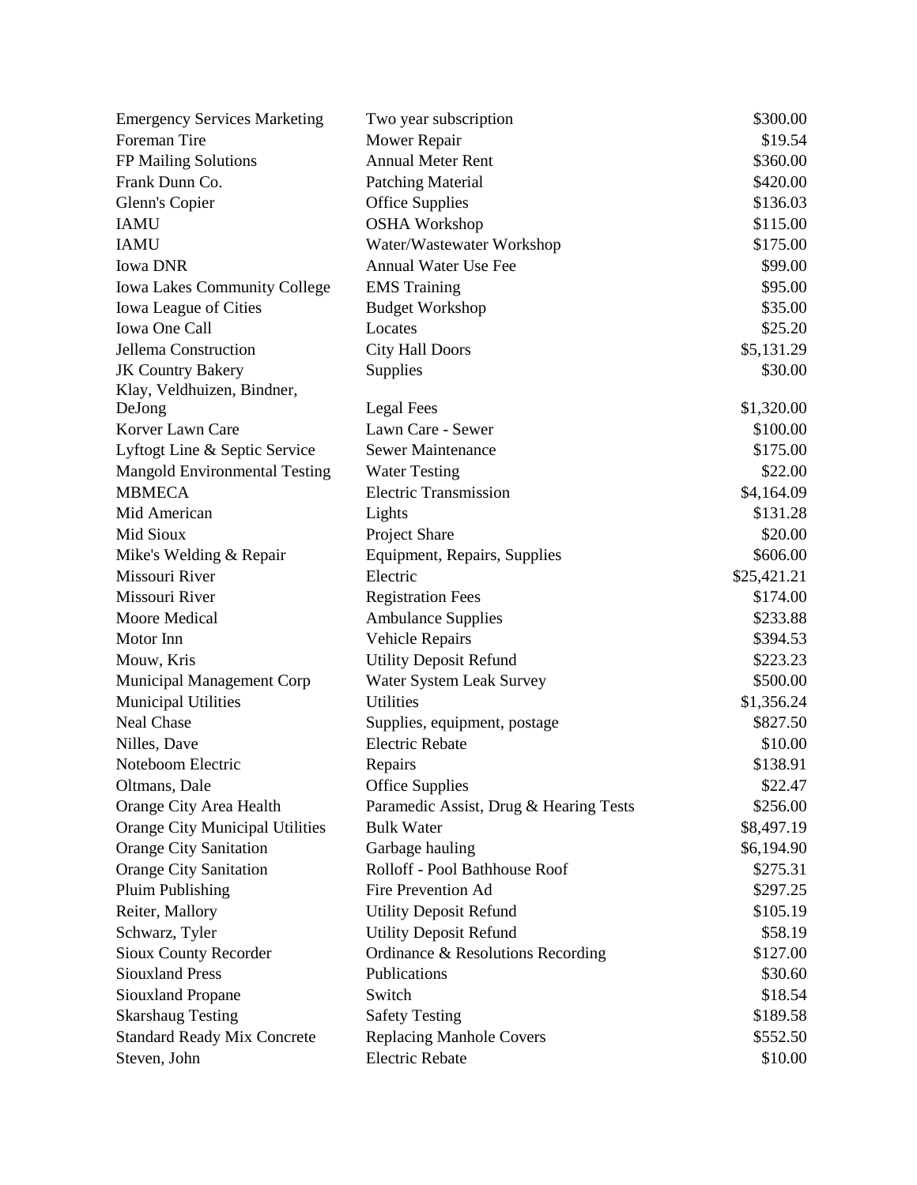| | | |
|---|---|---|
| Emergency Services Marketing | Two year subscription | $300.00 |
| Foreman Tire | Mower Repair | $19.54 |
| FP Mailing Solutions | Annual Meter Rent | $360.00 |
| Frank Dunn Co. | Patching Material | $420.00 |
| Glenn's Copier | Office Supplies | $136.03 |
| IAMU | OSHA Workshop | $115.00 |
| IAMU | Water/Wastewater Workshop | $175.00 |
| Iowa DNR | Annual Water Use Fee | $99.00 |
| Iowa Lakes Community College | EMS Training | $95.00 |
| Iowa League of Cities | Budget Workshop | $35.00 |
| Iowa One Call | Locates | $25.20 |
| Jellema Construction | City Hall Doors | $5,131.29 |
| JK Country Bakery | Supplies | $30.00 |
| Klay, Veldhuizen, Bindner, DeJong | Legal Fees | $1,320.00 |
| Korver Lawn Care | Lawn Care - Sewer | $100.00 |
| Lyftogt Line & Septic Service | Sewer Maintenance | $175.00 |
| Mangold Environmental Testing | Water Testing | $22.00 |
| MBMECA | Electric Transmission | $4,164.09 |
| Mid American | Lights | $131.28 |
| Mid Sioux | Project Share | $20.00 |
| Mike's Welding & Repair | Equipment, Repairs, Supplies | $606.00 |
| Missouri River | Electric | $25,421.21 |
| Missouri River | Registration Fees | $174.00 |
| Moore Medical | Ambulance Supplies | $233.88 |
| Motor Inn | Vehicle Repairs | $394.53 |
| Mouw, Kris | Utility Deposit Refund | $223.23 |
| Municipal Management Corp | Water System Leak Survey | $500.00 |
| Municipal Utilities | Utilities | $1,356.24 |
| Neal Chase | Supplies, equipment, postage | $827.50 |
| Nilles, Dave | Electric Rebate | $10.00 |
| Noteboom Electric | Repairs | $138.91 |
| Oltmans, Dale | Office Supplies | $22.47 |
| Orange City Area Health | Paramedic Assist, Drug & Hearing Tests | $256.00 |
| Orange City Municipal Utilities | Bulk Water | $8,497.19 |
| Orange City Sanitation | Garbage hauling | $6,194.90 |
| Orange City Sanitation | Rolloff - Pool Bathhouse Roof | $275.31 |
| Pluim Publishing | Fire Prevention Ad | $297.25 |
| Reiter, Mallory | Utility Deposit Refund | $105.19 |
| Schwarz, Tyler | Utility Deposit Refund | $58.19 |
| Sioux County Recorder | Ordinance & Resolutions Recording | $127.00 |
| Siouxland Press | Publications | $30.60 |
| Siouxland Propane | Switch | $18.54 |
| Skarshaug Testing | Safety Testing | $189.58 |
| Standard Ready Mix Concrete | Replacing Manhole Covers | $552.50 |
| Steven, John | Electric Rebate | $10.00 |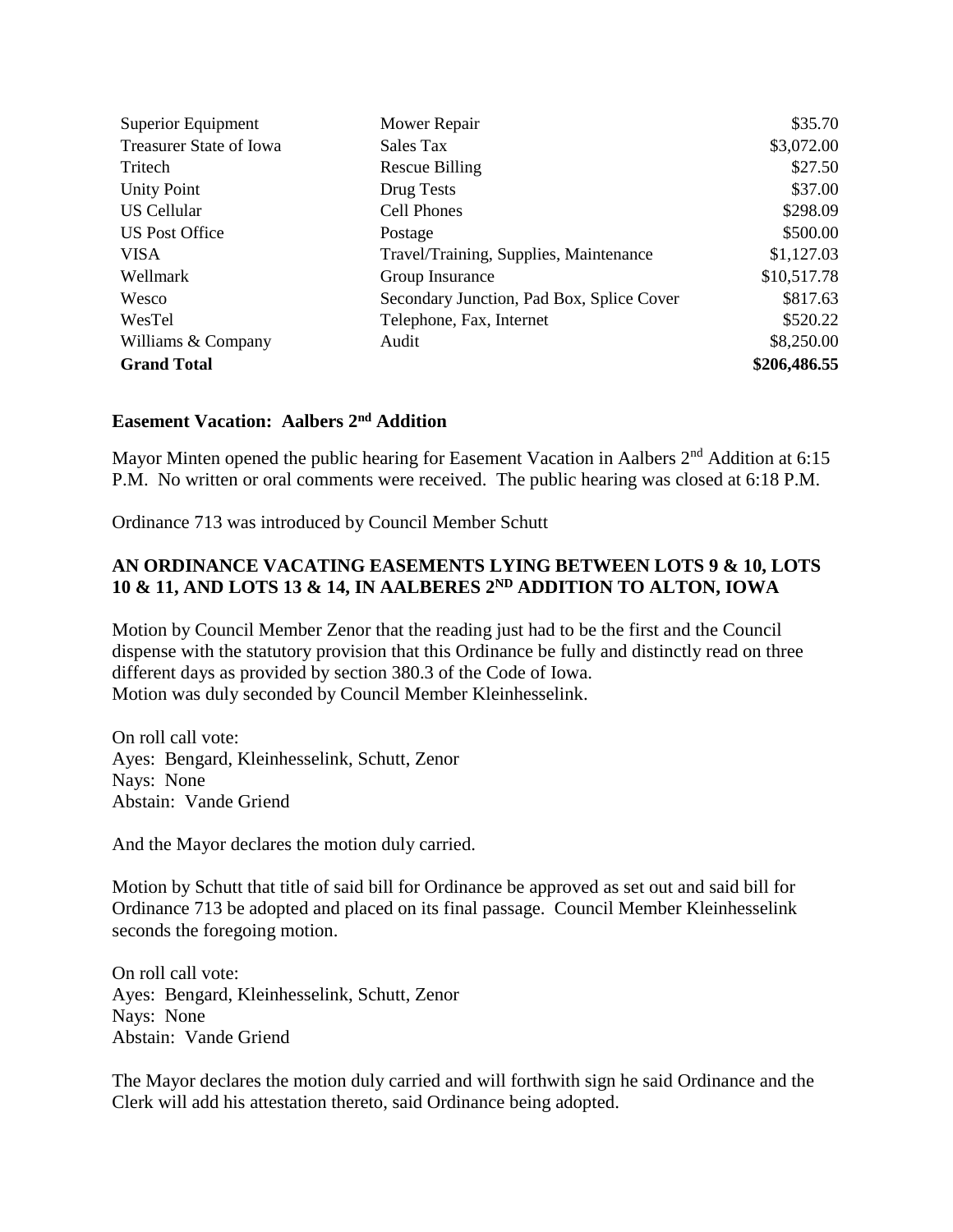| | | |
|---|---|---|
| Superior Equipment | Mower Repair | $35.70 |
| Treasurer State of Iowa | Sales Tax | $3,072.00 |
| Tritech | Rescue Billing | $27.50 |
| Unity Point | Drug Tests | $37.00 |
| US Cellular | Cell Phones | $298.09 |
| US Post Office | Postage | $500.00 |
| VISA | Travel/Training, Supplies, Maintenance | $1,127.03 |
| Wellmark | Group Insurance | $10,517.78 |
| Wesco | Secondary Junction, Pad Box, Splice Cover | $817.63 |
| WesTel | Telephone, Fax, Internet | $520.22 |
| Williams & Company | Audit | $8,250.00 |
| **Grand Total** | | **$206,486.55** |

**Easement Vacation: Aalbers 2nd Addition**

Mayor Minten opened the public hearing for Easement Vacation in Aalbers 2nd Addition at 6:15 P.M. No written or oral comments were received. The public hearing was closed at 6:18 P.M.

Ordinance 713 was introduced by Council Member Schutt

**AN ORDINANCE VACATING EASEMENTS LYING BETWEEN LOTS 9 & 10, LOTS 10 & 11, AND LOTS 13 & 14, IN AALBERES 2ND ADDITION TO ALTON, IOWA**

Motion by Council Member Zenor that the reading just had to be the first and the Council dispense with the statutory provision that this Ordinance be fully and distinctly read on three different days as provided by section 380.3 of the Code of Iowa.
Motion was duly seconded by Council Member Kleinhesselink.

On roll call vote:
Ayes: Bengard, Kleinhesselink, Schutt, Zenor
Nays: None
Abstain: Vande Griend

And the Mayor declares the motion duly carried.

Motion by Schutt that title of said bill for Ordinance be approved as set out and said bill for Ordinance 713 be adopted and placed on its final passage. Council Member Kleinhesselink seconds the foregoing motion.

On roll call vote:
Ayes: Bengard, Kleinhesselink, Schutt, Zenor
Nays: None
Abstain: Vande Griend

The Mayor declares the motion duly carried and will forthwith sign he said Ordinance and the Clerk will add his attestation thereto, said Ordinance being adopted.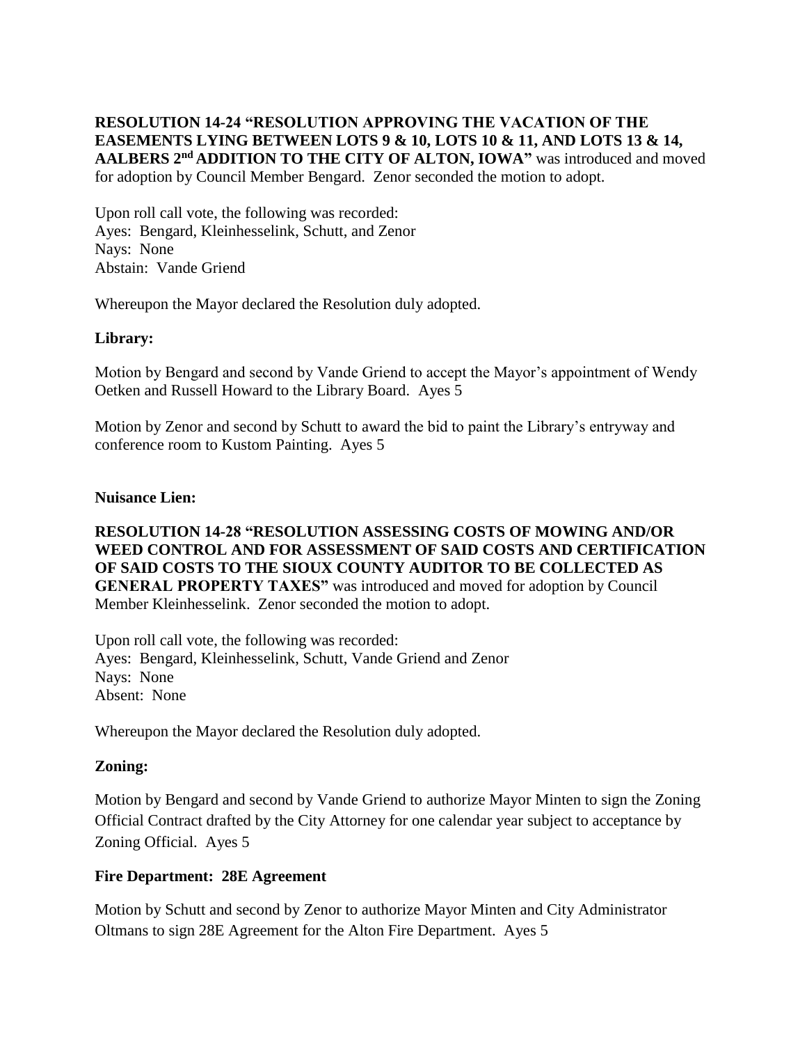**RESOLUTION 14-24 "RESOLUTION APPROVING THE VACATION OF THE EASEMENTS LYING BETWEEN LOTS 9 & 10, LOTS 10 & 11, AND LOTS 13 & 14, AALBERS 2nd ADDITION TO THE CITY OF ALTON, IOWA"** was introduced and moved for adoption by Council Member Bengard. Zenor seconded the motion to adopt.

Upon roll call vote, the following was recorded:
Ayes: Bengard, Kleinhesselink, Schutt, and Zenor
Nays: None
Abstain: Vande Griend

Whereupon the Mayor declared the Resolution duly adopted.

**Library:**

Motion by Bengard and second by Vande Griend to accept the Mayor's appointment of Wendy Oetken and Russell Howard to the Library Board. Ayes 5

Motion by Zenor and second by Schutt to award the bid to paint the Library's entryway and conference room to Kustom Painting. Ayes 5

**Nuisance Lien:**

**RESOLUTION 14-28 "RESOLUTION ASSESSING COSTS OF MOWING AND/OR WEED CONTROL AND FOR ASSESSMENT OF SAID COSTS AND CERTIFICATION OF SAID COSTS TO THE SIOUX COUNTY AUDITOR TO BE COLLECTED AS GENERAL PROPERTY TAXES"** was introduced and moved for adoption by Council Member Kleinhesselink. Zenor seconded the motion to adopt.

Upon roll call vote, the following was recorded:
Ayes: Bengard, Kleinhesselink, Schutt, Vande Griend and Zenor
Nays: None
Absent: None

Whereupon the Mayor declared the Resolution duly adopted.

**Zoning:**

Motion by Bengard and second by Vande Griend to authorize Mayor Minten to sign the Zoning Official Contract drafted by the City Attorney for one calendar year subject to acceptance by Zoning Official. Ayes 5

**Fire Department: 28E Agreement**

Motion by Schutt and second by Zenor to authorize Mayor Minten and City Administrator Oltmans to sign 28E Agreement for the Alton Fire Department. Ayes 5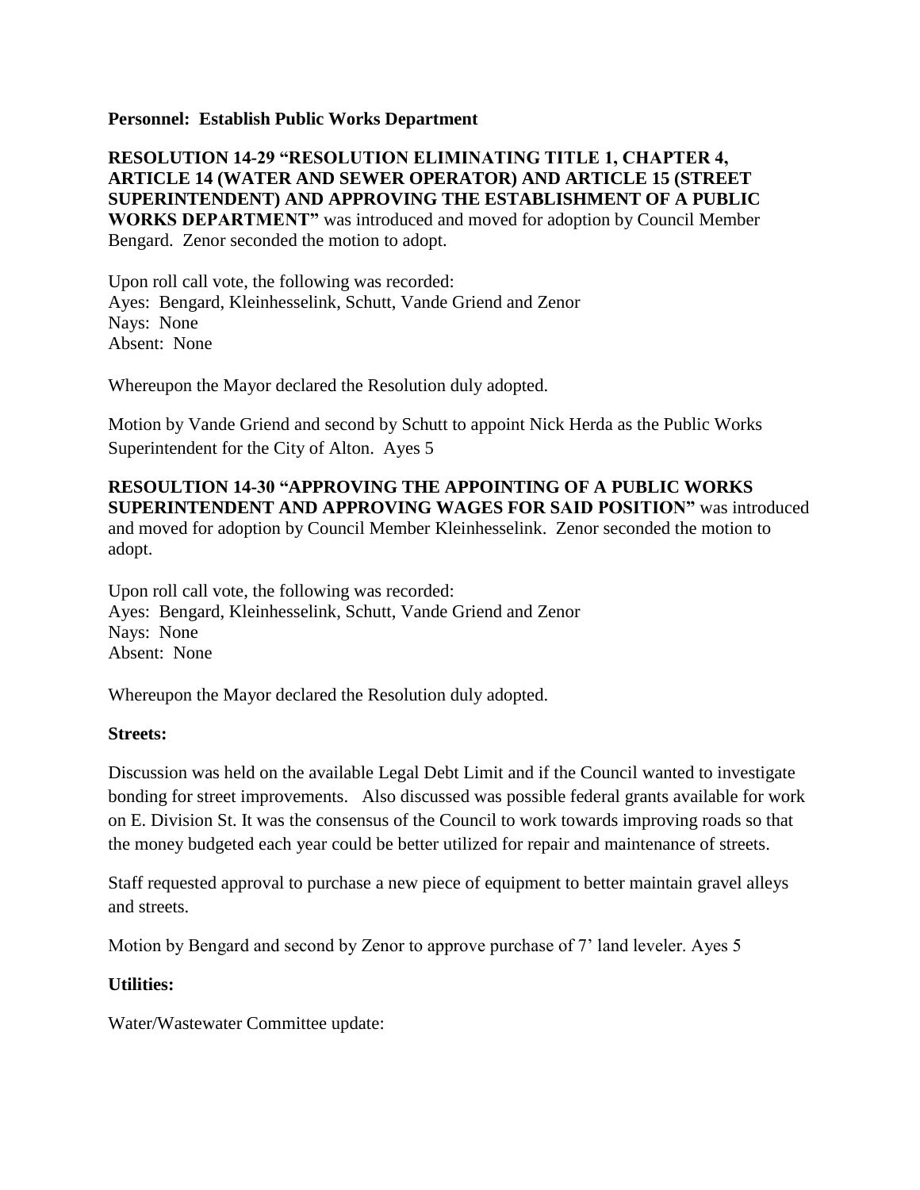**Personnel: Establish Public Works Department**

**RESOLUTION 14-29 "RESOLUTION ELIMINATING TITLE 1, CHAPTER 4, ARTICLE 14 (WATER AND SEWER OPERATOR) AND ARTICLE 15 (STREET SUPERINTENDENT) AND APPROVING THE ESTABLISHMENT OF A PUBLIC WORKS DEPARTMENT"** was introduced and moved for adoption by Council Member Bengard. Zenor seconded the motion to adopt.

Upon roll call vote, the following was recorded:
Ayes: Bengard, Kleinhesselink, Schutt, Vande Griend and Zenor
Nays: None
Absent: None

Whereupon the Mayor declared the Resolution duly adopted.

Motion by Vande Griend and second by Schutt to appoint Nick Herda as the Public Works Superintendent for the City of Alton. Ayes 5

**RESOULTION 14-30 "APPROVING THE APPOINTING OF A PUBLIC WORKS SUPERINTENDENT AND APPROVING WAGES FOR SAID POSITION"** was introduced and moved for adoption by Council Member Kleinhesselink. Zenor seconded the motion to adopt.

Upon roll call vote, the following was recorded:
Ayes: Bengard, Kleinhesselink, Schutt, Vande Griend and Zenor
Nays: None
Absent: None

Whereupon the Mayor declared the Resolution duly adopted.

**Streets:**

Discussion was held on the available Legal Debt Limit and if the Council wanted to investigate bonding for street improvements. Also discussed was possible federal grants available for work on E. Division St. It was the consensus of the Council to work towards improving roads so that the money budgeted each year could be better utilized for repair and maintenance of streets.

Staff requested approval to purchase a new piece of equipment to better maintain gravel alleys and streets.

Motion by Bengard and second by Zenor to approve purchase of 7' land leveler. Ayes 5

**Utilities:**

Water/Wastewater Committee update: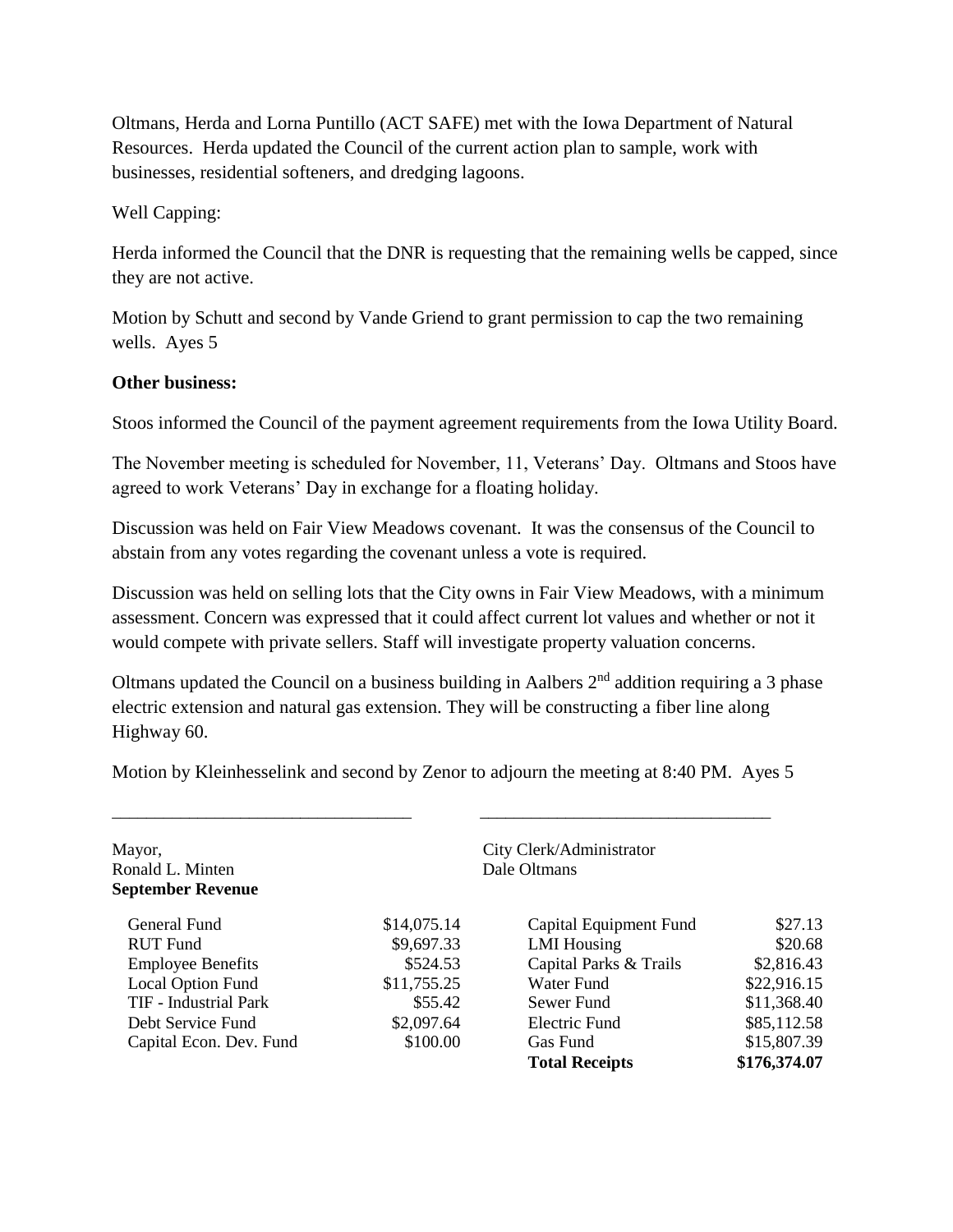Oltmans, Herda and Lorna Puntillo (ACT SAFE) met with the Iowa Department of Natural Resources. Herda updated the Council of the current action plan to sample, work with businesses, residential softeners, and dredging lagoons.

Well Capping:

Herda informed the Council that the DNR is requesting that the remaining wells be capped, since they are not active.

Motion by Schutt and second by Vande Griend to grant permission to cap the two remaining wells. Ayes 5

**Other business:**

Stoos informed the Council of the payment agreement requirements from the Iowa Utility Board.

The November meeting is scheduled for November, 11, Veterans' Day. Oltmans and Stoos have agreed to work Veterans' Day in exchange for a floating holiday.

Discussion was held on Fair View Meadows covenant. It was the consensus of the Council to abstain from any votes regarding the covenant unless a vote is required.

Discussion was held on selling lots that the City owns in Fair View Meadows, with a minimum assessment. Concern was expressed that it could affect current lot values and whether or not it would compete with private sellers. Staff will investigate property valuation concerns.

Oltmans updated the Council on a business building in Aalbers 2nd addition requiring a 3 phase electric extension and natural gas extension. They will be constructing a fiber line along Highway 60.

Motion by Kleinhesselink and second by Zenor to adjourn the meeting at 8:40 PM. Ayes 5

\_\_\_\_\_\_\_\_\_\_\_\_\_\_\_\_\_\_\_\_\_\_\_\_\_\_\_\_\_\_\_\_ \_\_\_\_\_\_\_\_\_\_\_\_\_\_\_\_\_\_\_\_\_\_\_\_\_\_\_\_\_\_\_\_

Mayor,
Ronald L. Minten

City Clerk/Administrator
Dale Oltmans

**September Revenue**

| | | | |
|---|---|---|---|
| General Fund | $14,075.14 | Capital Equipment Fund | $27.13 |
| RUT Fund | $9,697.33 | LMI Housing | $20.68 |
| Employee Benefits | $524.53 | Capital Parks & Trails | $2,816.43 |
| Local Option Fund | $11,755.25 | Water Fund | $22,916.15 |
| TIF - Industrial Park | $55.42 | Sewer Fund | $11,368.40 |
| Debt Service Fund | $2,097.64 | Electric Fund | $85,112.58 |
| Capital Econ. Dev. Fund | $100.00 | Gas Fund | $15,807.39 |
| | | **Total Receipts** | **$176,374.07** |